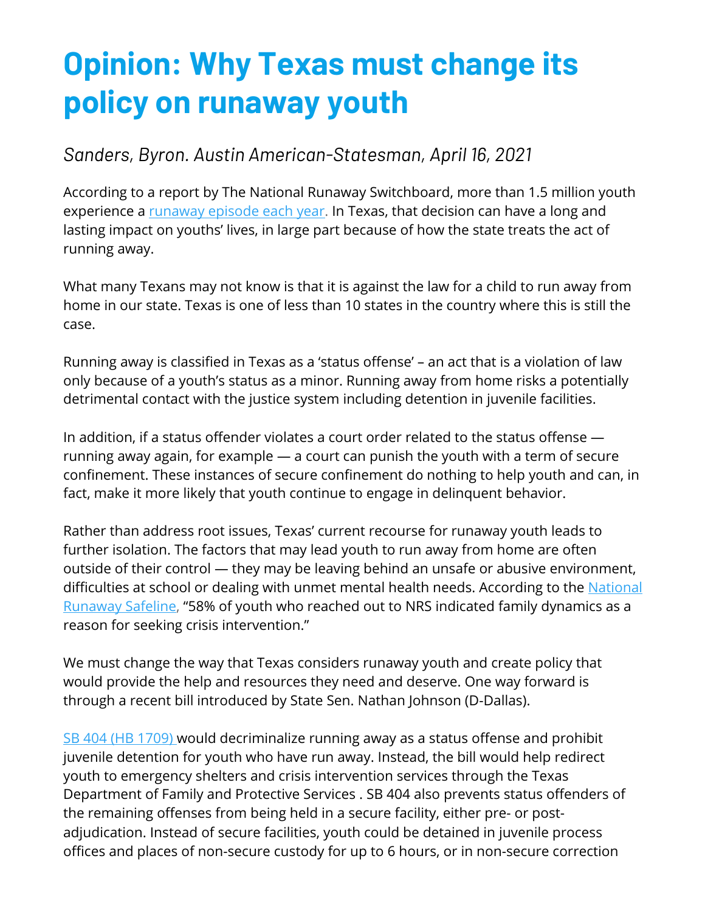# Opinion: Why Texas must change its policy on runaway youth

*Sanders, Byron. Austin American-Statesman, April 16, 2021*

According to a report by The National Runaway Switchboard, more than 1.5 million youth experience a runaway episode each year. In Texas, that decision can have a long and lasting impact on youths' lives, in large part because of how the state treats the act of running away.

What many Texans may not know is that it is against the law for a child to run away from home in our state. Texas is one of less than 10 states in the country where this is still the case.

Running away is classified in Texas as a 'status offense' – an act that is a violation of law only because of a youth's status as a minor. Running away from home risks a potentially detrimental contact with the justice system including detention in juvenile facilities.

In addition, if a status offender violates a court order related to the status offense — running away again, for example — a court can punish the youth with a term of secure confinement. These instances of secure confinement do nothing to help youth and can, in fact, make it more likely that youth continue to engage in delinquent behavior.

Rather than address root issues, Texas' current recourse for runaway youth leads to further isolation. The factors that may lead youth to run away from home are often outside of their control — they may be leaving behind an unsafe or abusive environment, difficulties at school or dealing with unmet mental health needs. According to the National Runaway Safeline, "58% of youth who reached out to NRS indicated family dynamics as a reason for seeking crisis intervention."

We must change the way that Texas considers runaway youth and create policy that would provide the help and resources they need and deserve. One way forward is through a recent bill introduced by State Sen. Nathan Johnson (D-Dallas).

SB 404 (HB 1709) would decriminalize running away as a status offense and prohibit juvenile detention for youth who have run away. Instead, the bill would help redirect youth to emergency shelters and crisis intervention services through the Texas Department of Family and Protective Services . SB 404 also prevents status offenders of the remaining offenses from being held in a secure facility, either pre- or post-adjudication. Instead of secure facilities, youth could be detained in juvenile process offices and places of non-secure custody for up to 6 hours, or in non-secure correction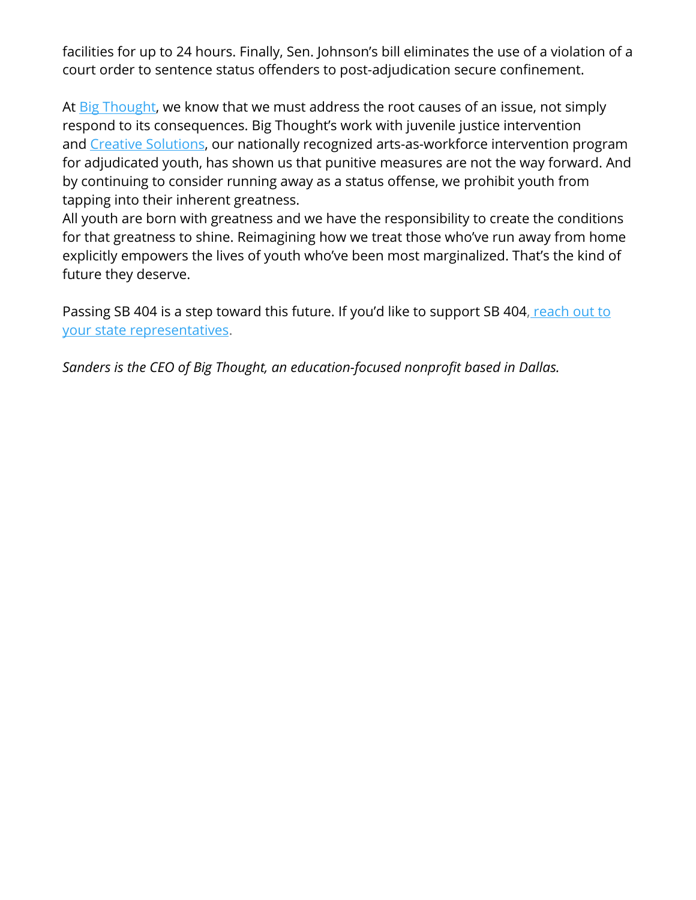facilities for up to 24 hours. Finally, Sen. Johnson's bill eliminates the use of a violation of a court order to sentence status offenders to post-adjudication secure confinement.

At Big Thought, we know that we must address the root causes of an issue, not simply respond to its consequences. Big Thought's work with juvenile justice intervention and Creative Solutions, our nationally recognized arts-as-workforce intervention program for adjudicated youth, has shown us that punitive measures are not the way forward. And by continuing to consider running away as a status offense, we prohibit youth from tapping into their inherent greatness.

All youth are born with greatness and we have the responsibility to create the conditions for that greatness to shine. Reimagining how we treat those who've run away from home explicitly empowers the lives of youth who've been most marginalized. That's the kind of future they deserve.

Passing SB 404 is a step toward this future. If you'd like to support SB 404, reach out to your state representatives.

*Sanders is the CEO of Big Thought, an education-focused nonprofit based in Dallas.*